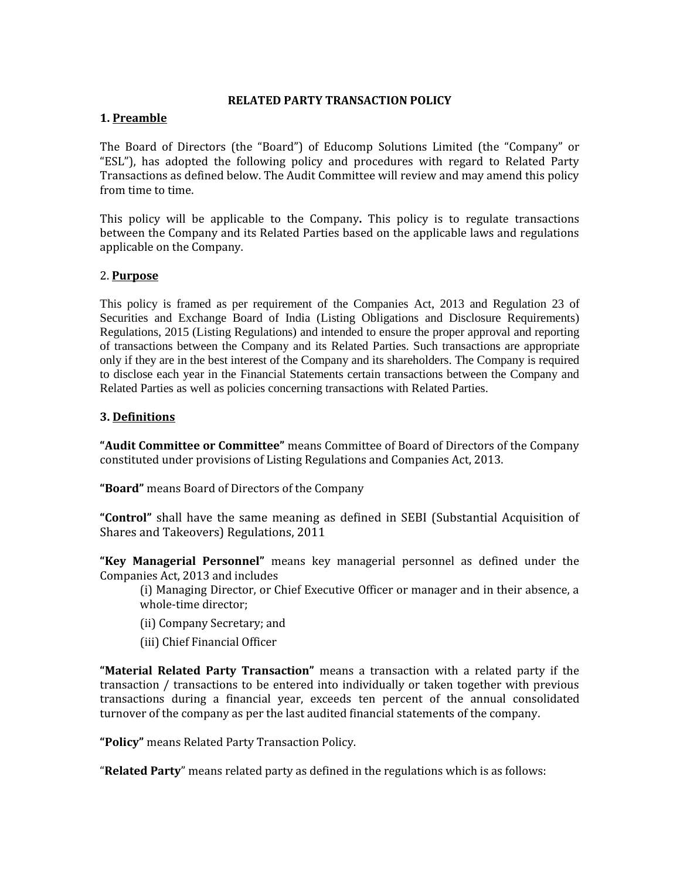# RELATED PARTY TRANSACTION POLICY

## 1. Preamble

The Board of Directors (the "Board") of Educomp Solutions Limited (the "Company" or "ESL"), has adopted the following policy and procedures with regard to Related Party Transactions as defined below. The Audit Committee will review and may amend this policy from time to time.

This policy will be applicable to the Company**.** This policy is to regulate transactions between the Company and its Related Parties based on the applicable laws and regulations applicable on the Company.

## 2. Purpose

This policy is framed as per requirement of the Companies Act, 2013 and Regulation 23 of Securities and Exchange Board of India (Listing Obligations and Disclosure Requirements) Regulations, 2015 (Listing Regulations) and intended to ensure the proper approval and reporting of transactions between the Company and its Related Parties. Such transactions are appropriate only if they are in the best interest of the Company and its shareholders. The Company is required to disclose each year in the Financial Statements certain transactions between the Company and Related Parties as well as policies concerning transactions with Related Parties.

## 3. Definitions

**"Audit Committee or Committee"** means Committee of Board of Directors of the Company constituted under provisions of Listing Regulations and Companies Act, 2013.

**"Board"** means Board of Directors of the Company

**"Control"** shall have the same meaning as defined in SEBI (Substantial Acquisition of Shares and Takeovers) Regulations, 2011

**"Key Managerial Personnel"** means key managerial personnel as defined under the Companies Act, 2013 and includes

(i) Managing Director, or Chief Executive Officer or manager and in their absence, a whole-time director;

(ii) Company Secretary; and

(iii) Chief Financial Officer

**"Material Related Party Transaction"** means a transaction with a related party if the transaction / transactions to be entered into individually or taken together with previous transactions during a financial year, exceeds ten percent of the annual consolidated turnover of the company as per the last audited financial statements of the company.

**"Policy"** means Related Party Transaction Policy.

"**Related Party**" means related party as defined in the regulations which is as follows: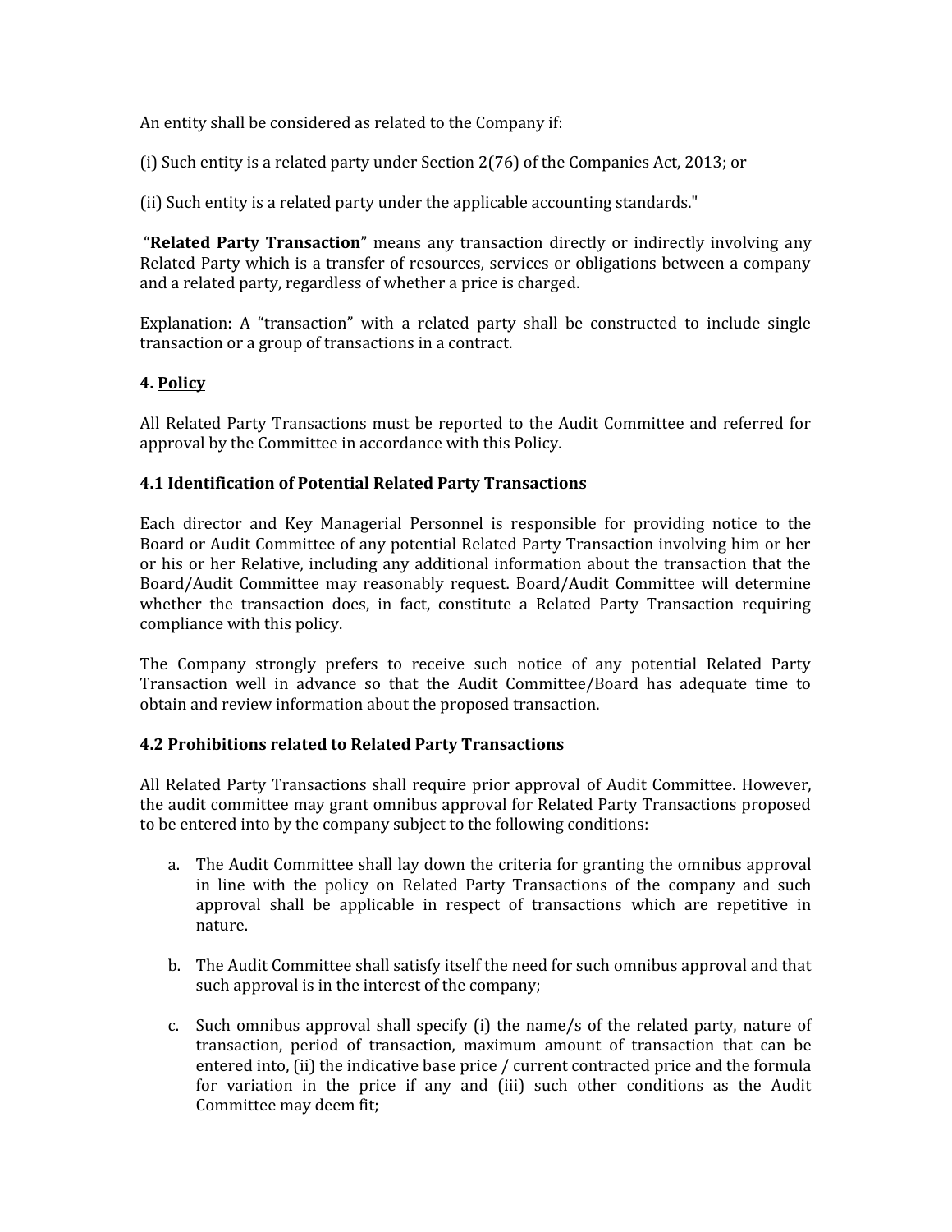An entity shall be considered as related to the Company if:

(i) Such entity is a related party under Section 2(76) of the Companies Act, 2013; or

(ii) Such entity is a related party under the applicable accounting standards."

"**Related Party Transaction**" means any transaction directly or indirectly involving any Related Party which is a transfer of resources, services or obligations between a company and a related party, regardless of whether a price is charged.

Explanation: A "transaction" with a related party shall be constructed to include single transaction or a group of transactions in a contract.

**4. Policy**

All Related Party Transactions must be reported to the Audit Committee and referred for approval by the Committee in accordance with this Policy.

**4.1 Identification of Potential Related Party Transactions**

Each director and Key Managerial Personnel is responsible for providing notice to the Board or Audit Committee of any potential Related Party Transaction involving him or her or his or her Relative, including any additional information about the transaction that the Board/Audit Committee may reasonably request. Board/Audit Committee will determine whether the transaction does, in fact, constitute a Related Party Transaction requiring compliance with this policy.

The Company strongly prefers to receive such notice of any potential Related Party Transaction well in advance so that the Audit Committee/Board has adequate time to obtain and review information about the proposed transaction.

**4.2 Prohibitions related to Related Party Transactions**

All Related Party Transactions shall require prior approval of Audit Committee. However, the audit committee may grant omnibus approval for Related Party Transactions proposed to be entered into by the company subject to the following conditions:

a. The Audit Committee shall lay down the criteria for granting the omnibus approval in line with the policy on Related Party Transactions of the company and such approval shall be applicable in respect of transactions which are repetitive in nature.

b. The Audit Committee shall satisfy itself the need for such omnibus approval and that such approval is in the interest of the company;

c. Such omnibus approval shall specify (i) the name/s of the related party, nature of transaction, period of transaction, maximum amount of transaction that can be entered into, (ii) the indicative base price / current contracted price and the formula for variation in the price if any and (iii) such other conditions as the Audit Committee may deem fit;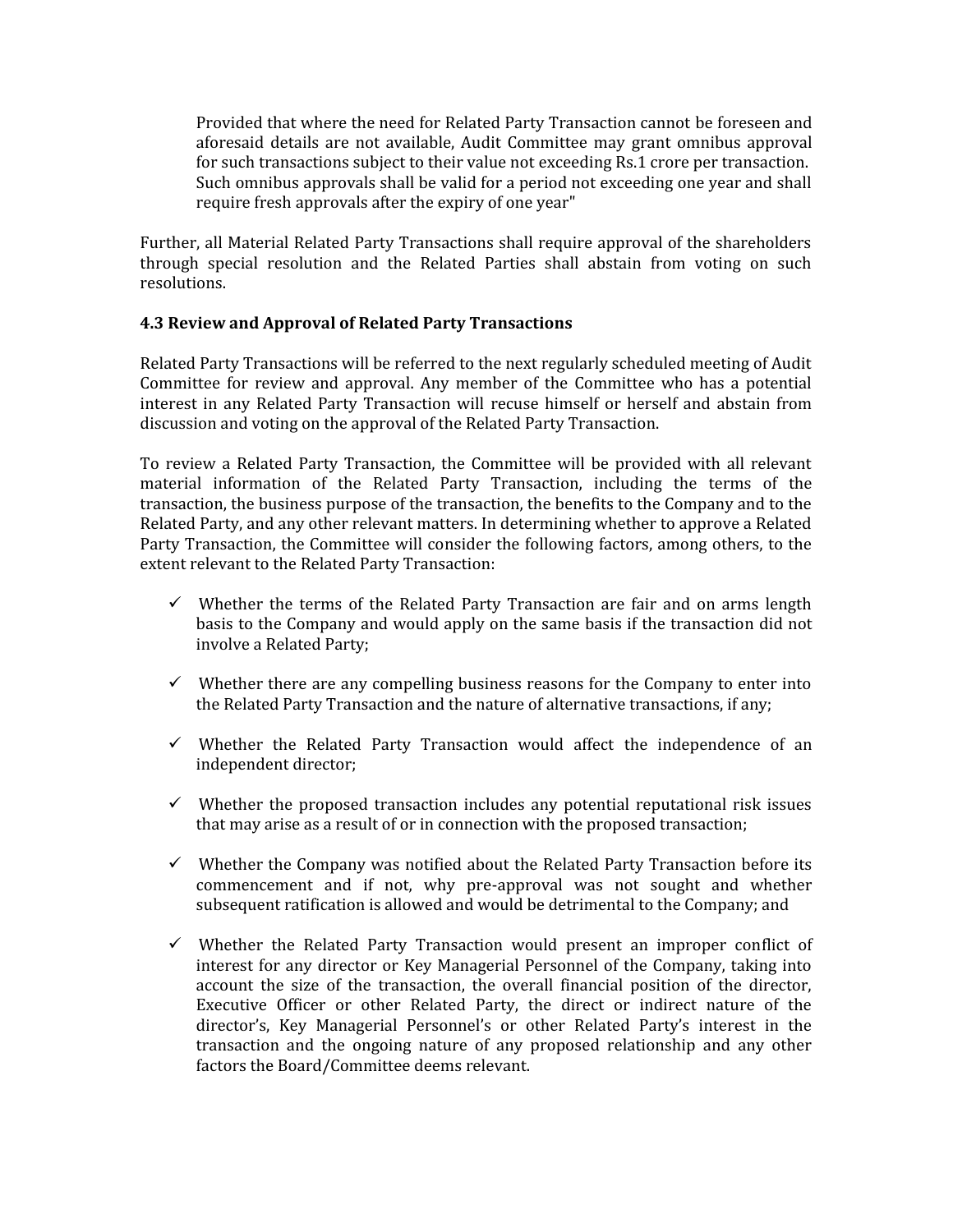> Provided that where the need for Related Party Transaction cannot be foreseen and aforesaid details are not available, Audit Committee may grant omnibus approval for such transactions subject to their value not exceeding Rs.1 crore per transaction. Such omnibus approvals shall be valid for a period not exceeding one year and shall require fresh approvals after the expiry of one year"

Further, all Material Related Party Transactions shall require approval of the shareholders through special resolution and the Related Parties shall abstain from voting on such resolutions.

### 4.3 Review and Approval of Related Party Transactions

Related Party Transactions will be referred to the next regularly scheduled meeting of Audit Committee for review and approval. Any member of the Committee who has a potential interest in any Related Party Transaction will recuse himself or herself and abstain from discussion and voting on the approval of the Related Party Transaction.

To review a Related Party Transaction, the Committee will be provided with all relevant material information of the Related Party Transaction, including the terms of the transaction, the business purpose of the transaction, the benefits to the Company and to the Related Party, and any other relevant matters. In determining whether to approve a Related Party Transaction, the Committee will consider the following factors, among others, to the extent relevant to the Related Party Transaction:

- ✓ Whether the terms of the Related Party Transaction are fair and on arms length basis to the Company and would apply on the same basis if the transaction did not involve a Related Party;
- ✓ Whether there are any compelling business reasons for the Company to enter into the Related Party Transaction and the nature of alternative transactions, if any;
- ✓ Whether the Related Party Transaction would affect the independence of an independent director;
- ✓ Whether the proposed transaction includes any potential reputational risk issues that may arise as a result of or in connection with the proposed transaction;
- ✓ Whether the Company was notified about the Related Party Transaction before its commencement and if not, why pre-approval was not sought and whether subsequent ratification is allowed and would be detrimental to the Company; and
- ✓ Whether the Related Party Transaction would present an improper conflict of interest for any director or Key Managerial Personnel of the Company, taking into account the size of the transaction, the overall financial position of the director, Executive Officer or other Related Party, the direct or indirect nature of the director's, Key Managerial Personnel's or other Related Party's interest in the transaction and the ongoing nature of any proposed relationship and any other factors the Board/Committee deems relevant.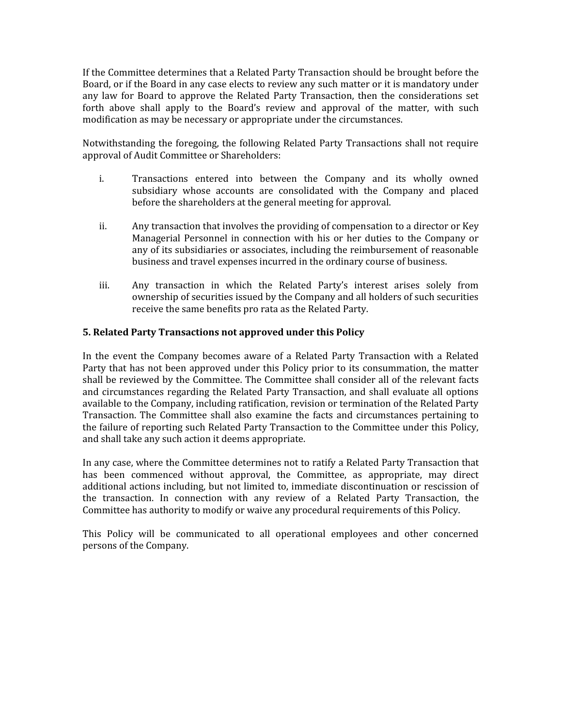If the Committee determines that a Related Party Transaction should be brought before the Board, or if the Board in any case elects to review any such matter or it is mandatory under any law for Board to approve the Related Party Transaction, then the considerations set forth above shall apply to the Board's review and approval of the matter, with such modification as may be necessary or appropriate under the circumstances.

Notwithstanding the foregoing, the following Related Party Transactions shall not require approval of Audit Committee or Shareholders:

i. Transactions entered into between the Company and its wholly owned subsidiary whose accounts are consolidated with the Company and placed before the shareholders at the general meeting for approval.

ii. Any transaction that involves the providing of compensation to a director or Key Managerial Personnel in connection with his or her duties to the Company or any of its subsidiaries or associates, including the reimbursement of reasonable business and travel expenses incurred in the ordinary course of business.

iii. Any transaction in which the Related Party's interest arises solely from ownership of securities issued by the Company and all holders of such securities receive the same benefits pro rata as the Related Party.

**5. Related Party Transactions not approved under this Policy**

In the event the Company becomes aware of a Related Party Transaction with a Related Party that has not been approved under this Policy prior to its consummation, the matter shall be reviewed by the Committee. The Committee shall consider all of the relevant facts and circumstances regarding the Related Party Transaction, and shall evaluate all options available to the Company, including ratification, revision or termination of the Related Party Transaction. The Committee shall also examine the facts and circumstances pertaining to the failure of reporting such Related Party Transaction to the Committee under this Policy, and shall take any such action it deems appropriate.

In any case, where the Committee determines not to ratify a Related Party Transaction that has been commenced without approval, the Committee, as appropriate, may direct additional actions including, but not limited to, immediate discontinuation or rescission of the transaction. In connection with any review of a Related Party Transaction, the Committee has authority to modify or waive any procedural requirements of this Policy.

This Policy will be communicated to all operational employees and other concerned persons of the Company.